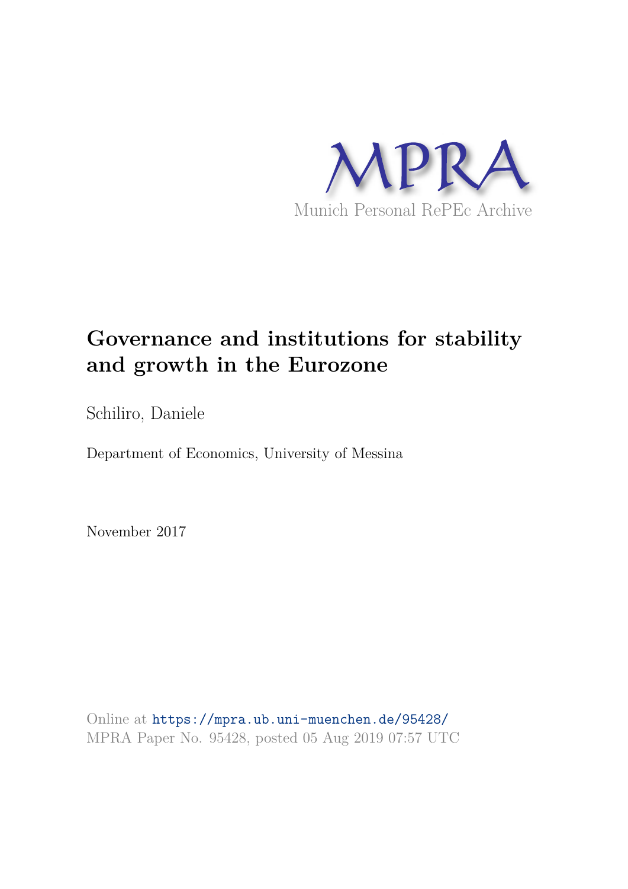MPRA

Munich Personal RePEc Archive

# Governance and institutions for stability and growth in the Eurozone

Schiliro, Daniele

Department of Economics, University of Messina

November 2017

Online at https://mpra.ub.uni-muenchen.de/95428/
MPRA Paper No. 95428, posted 05 Aug 2019 07:57 UTC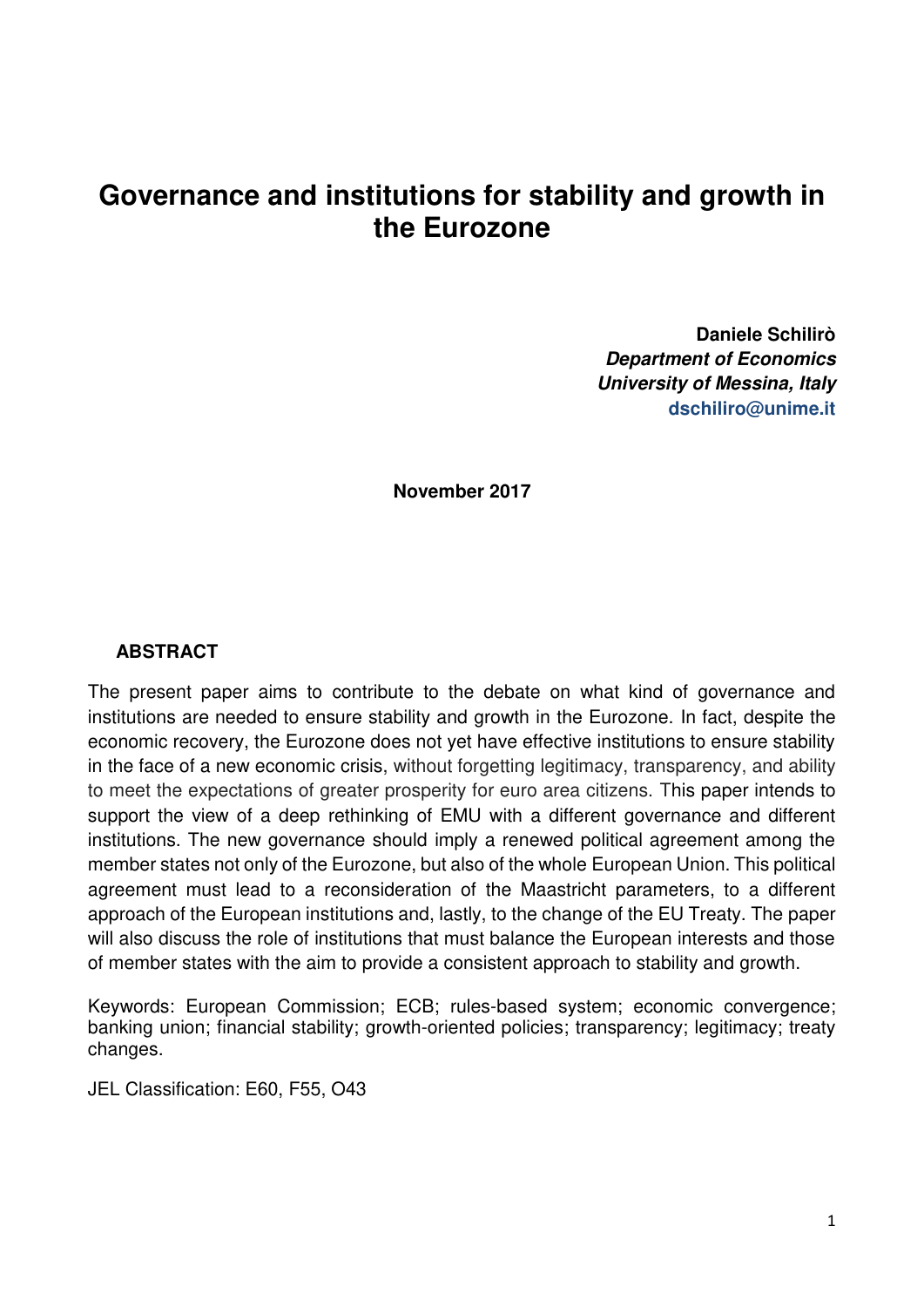# Governance and institutions for stability and growth in the Eurozone

**Daniele Schilirò**
***Department of Economics***
***University of Messina, Italy***
**dschiliro@unime.it**

**November 2017**

**ABSTRACT**

The present paper aims to contribute to the debate on what kind of governance and institutions are needed to ensure stability and growth in the Eurozone. In fact, despite the economic recovery, the Eurozone does not yet have effective institutions to ensure stability in the face of a new economic crisis, without forgetting legitimacy, transparency, and ability to meet the expectations of greater prosperity for euro area citizens. This paper intends to support the view of a deep rethinking of EMU with a different governance and different institutions. The new governance should imply a renewed political agreement among the member states not only of the Eurozone, but also of the whole European Union. This political agreement must lead to a reconsideration of the Maastricht parameters, to a different approach of the European institutions and, lastly, to the change of the EU Treaty. The paper will also discuss the role of institutions that must balance the European interests and those of member states with the aim to provide a consistent approach to stability and growth.

Keywords: European Commission; ECB; rules-based system; economic convergence; banking union; financial stability; growth-oriented policies; transparency; legitimacy; treaty changes.

JEL Classification: E60, F55, O43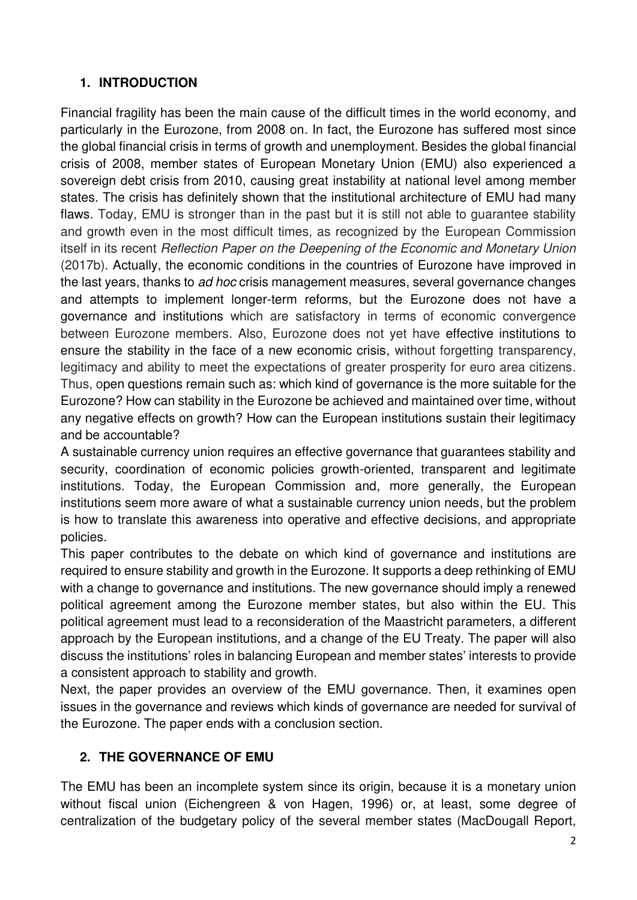## 1. INTRODUCTION

Financial fragility has been the main cause of the difficult times in the world economy, and particularly in the Eurozone, from 2008 on. In fact, the Eurozone has suffered most since the global financial crisis in terms of growth and unemployment. Besides the global financial crisis of 2008, member states of European Monetary Union (EMU) also experienced a sovereign debt crisis from 2010, causing great instability at national level among member states. The crisis has definitely shown that the institutional architecture of EMU had many flaws. Today, EMU is stronger than in the past but it is still not able to guarantee stability and growth even in the most difficult times, as recognized by the European Commission itself in its recent *Reflection Paper on the Deepening of the Economic and Monetary Union* (2017b). Actually, the economic conditions in the countries of Eurozone have improved in the last years, thanks to *ad hoc* crisis management measures, several governance changes and attempts to implement longer-term reforms, but the Eurozone does not have a governance and institutions which are satisfactory in terms of economic convergence between Eurozone members. Also, Eurozone does not yet have effective institutions to ensure the stability in the face of a new economic crisis, without forgetting transparency, legitimacy and ability to meet the expectations of greater prosperity for euro area citizens. Thus, open questions remain such as: which kind of governance is the more suitable for the Eurozone? How can stability in the Eurozone be achieved and maintained over time, without any negative effects on growth? How can the European institutions sustain their legitimacy and be accountable?

A sustainable currency union requires an effective governance that guarantees stability and security, coordination of economic policies growth-oriented, transparent and legitimate institutions. Today, the European Commission and, more generally, the European institutions seem more aware of what a sustainable currency union needs, but the problem is how to translate this awareness into operative and effective decisions, and appropriate policies.

This paper contributes to the debate on which kind of governance and institutions are required to ensure stability and growth in the Eurozone. It supports a deep rethinking of EMU with a change to governance and institutions. The new governance should imply a renewed political agreement among the Eurozone member states, but also within the EU. This political agreement must lead to a reconsideration of the Maastricht parameters, a different approach by the European institutions, and a change of the EU Treaty. The paper will also discuss the institutions' roles in balancing European and member states' interests to provide a consistent approach to stability and growth.

Next, the paper provides an overview of the EMU governance. Then, it examines open issues in the governance and reviews which kinds of governance are needed for survival of the Eurozone. The paper ends with a conclusion section.

## 2. THE GOVERNANCE OF EMU

The EMU has been an incomplete system since its origin, because it is a monetary union without fiscal union (Eichengreen & von Hagen, 1996) or, at least, some degree of centralization of the budgetary policy of the several member states (MacDougall Report,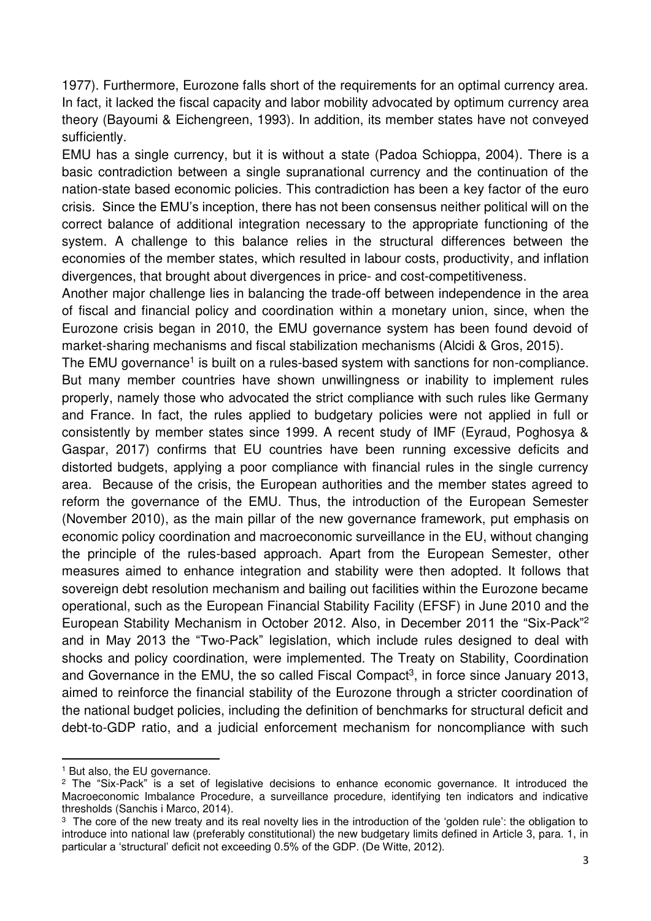1977). Furthermore, Eurozone falls short of the requirements for an optimal currency area. In fact, it lacked the fiscal capacity and labor mobility advocated by optimum currency area theory (Bayoumi & Eichengreen, 1993). In addition, its member states have not conveyed sufficiently.

EMU has a single currency, but it is without a state (Padoa Schioppa, 2004). There is a basic contradiction between a single supranational currency and the continuation of the nation-state based economic policies. This contradiction has been a key factor of the euro crisis. Since the EMU's inception, there has not been consensus neither political will on the correct balance of additional integration necessary to the appropriate functioning of the system. A challenge to this balance relies in the structural differences between the economies of the member states, which resulted in labour costs, productivity, and inflation divergences, that brought about divergences in price- and cost-competitiveness.

Another major challenge lies in balancing the trade-off between independence in the area of fiscal and financial policy and coordination within a monetary union, since, when the Eurozone crisis began in 2010, the EMU governance system has been found devoid of market-sharing mechanisms and fiscal stabilization mechanisms (Alcidi & Gros, 2015).

The EMU governance[1] is built on a rules-based system with sanctions for non-compliance. But many member countries have shown unwillingness or inability to implement rules properly, namely those who advocated the strict compliance with such rules like Germany and France. In fact, the rules applied to budgetary policies were not applied in full or consistently by member states since 1999. A recent study of IMF (Eyraud, Poghosya & Gaspar, 2017) confirms that EU countries have been running excessive deficits and distorted budgets, applying a poor compliance with financial rules in the single currency area. Because of the crisis, the European authorities and the member states agreed to reform the governance of the EMU. Thus, the introduction of the European Semester (November 2010), as the main pillar of the new governance framework, put emphasis on economic policy coordination and macroeconomic surveillance in the EU, without changing the principle of the rules-based approach. Apart from the European Semester, other measures aimed to enhance integration and stability were then adopted. It follows that sovereign debt resolution mechanism and bailing out facilities within the Eurozone became operational, such as the European Financial Stability Facility (EFSF) in June 2010 and the European Stability Mechanism in October 2012. Also, in December 2011 the "Six-Pack"[2] and in May 2013 the "Two-Pack" legislation, which include rules designed to deal with shocks and policy coordination, were implemented. The Treaty on Stability, Coordination and Governance in the EMU, the so called Fiscal Compact[3], in force since January 2013, aimed to reinforce the financial stability of the Eurozone through a stricter coordination of the national budget policies, including the definition of benchmarks for structural deficit and debt-to-GDP ratio, and a judicial enforcement mechanism for noncompliance with such

[1] But also, the EU governance.

[2] The "Six-Pack" is a set of legislative decisions to enhance economic governance. It introduced the Macroeconomic Imbalance Procedure, a surveillance procedure, identifying ten indicators and indicative thresholds (Sanchis i Marco, 2014).

[3] The core of the new treaty and its real novelty lies in the introduction of the 'golden rule': the obligation to introduce into national law (preferably constitutional) the new budgetary limits defined in Article 3, para. 1, in particular a 'structural' deficit not exceeding 0.5% of the GDP. (De Witte, 2012).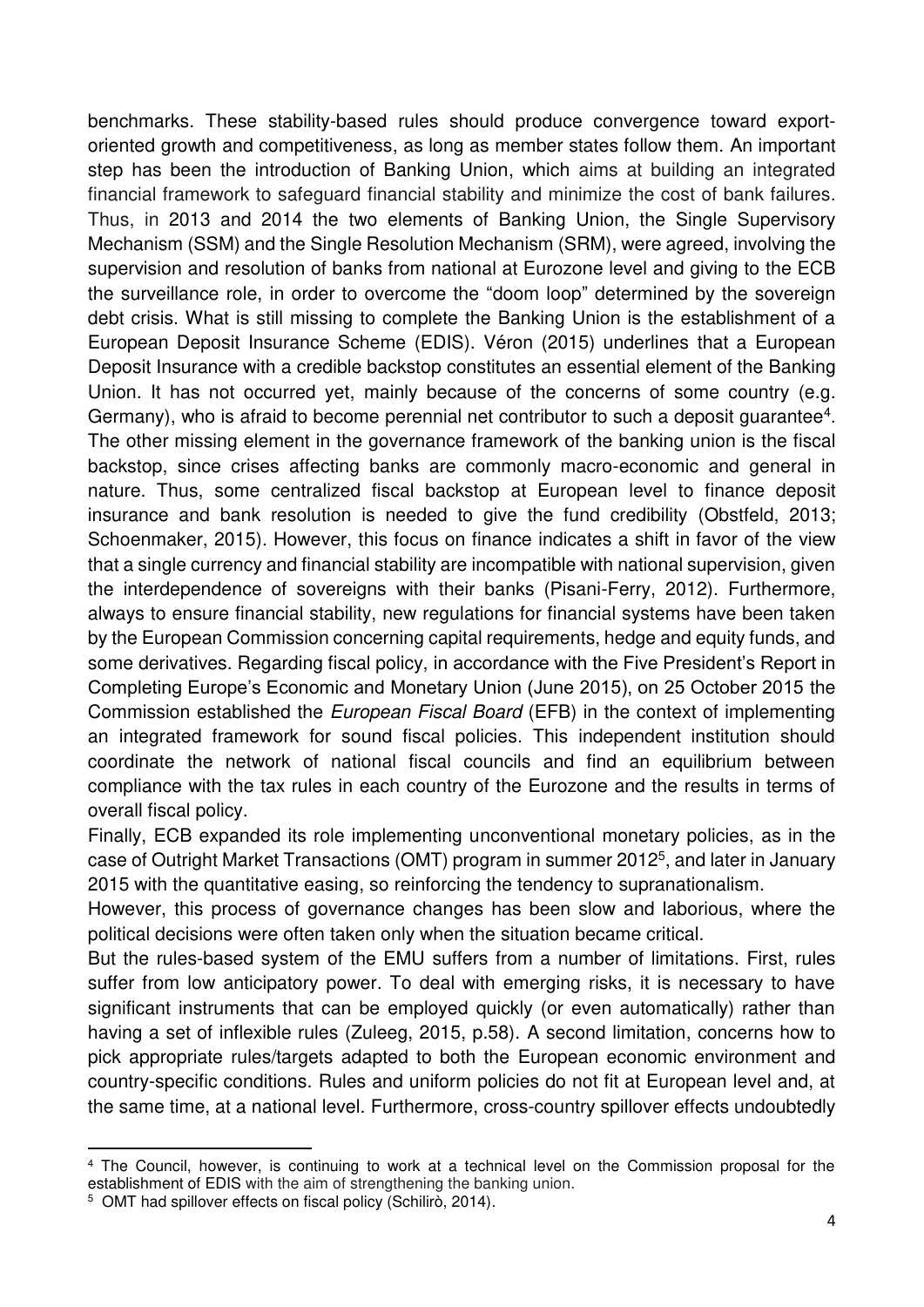benchmarks. These stability-based rules should produce convergence toward export-oriented growth and competitiveness, as long as member states follow them. An important step has been the introduction of Banking Union, which aims at building an integrated financial framework to safeguard financial stability and minimize the cost of bank failures. Thus, in 2013 and 2014 the two elements of Banking Union, the Single Supervisory Mechanism (SSM) and the Single Resolution Mechanism (SRM), were agreed, involving the supervision and resolution of banks from national at Eurozone level and giving to the ECB the surveillance role, in order to overcome the "doom loop" determined by the sovereign debt crisis. What is still missing to complete the Banking Union is the establishment of a European Deposit Insurance Scheme (EDIS). Véron (2015) underlines that a European Deposit Insurance with a credible backstop constitutes an essential element of the Banking Union. It has not occurred yet, mainly because of the concerns of some country (e.g. Germany), who is afraid to become perennial net contributor to such a deposit guarantee[4]. The other missing element in the governance framework of the banking union is the fiscal backstop, since crises affecting banks are commonly macro-economic and general in nature. Thus, some centralized fiscal backstop at European level to finance deposit insurance and bank resolution is needed to give the fund credibility (Obstfeld, 2013; Schoenmaker, 2015). However, this focus on finance indicates a shift in favor of the view that a single currency and financial stability are incompatible with national supervision, given the interdependence of sovereigns with their banks (Pisani-Ferry, 2012). Furthermore, always to ensure financial stability, new regulations for financial systems have been taken by the European Commission concerning capital requirements, hedge and equity funds, and some derivatives. Regarding fiscal policy, in accordance with the Five President's Report in Completing Europe's Economic and Monetary Union (June 2015), on 25 October 2015 the Commission established the *European Fiscal Board* (EFB) in the context of implementing an integrated framework for sound fiscal policies. This independent institution should coordinate the network of national fiscal councils and find an equilibrium between compliance with the tax rules in each country of the Eurozone and the results in terms of overall fiscal policy.

Finally, ECB expanded its role implementing unconventional monetary policies, as in the case of Outright Market Transactions (OMT) program in summer 2012[5], and later in January 2015 with the quantitative easing, so reinforcing the tendency to supranationalism.

However, this process of governance changes has been slow and laborious, where the political decisions were often taken only when the situation became critical.

But the rules-based system of the EMU suffers from a number of limitations. First, rules suffer from low anticipatory power. To deal with emerging risks, it is necessary to have significant instruments that can be employed quickly (or even automatically) rather than having a set of inflexible rules (Zuleeg, 2015, p.58). A second limitation, concerns how to pick appropriate rules/targets adapted to both the European economic environment and country-specific conditions. Rules and uniform policies do not fit at European level and, at the same time, at a national level. Furthermore, cross-country spillover effects undoubtedly

[4] The Council, however, is continuing to work at a technical level on the Commission proposal for the establishment of EDIS with the aim of strengthening the banking union.

[5] OMT had spillover effects on fiscal policy (Schilirò, 2014).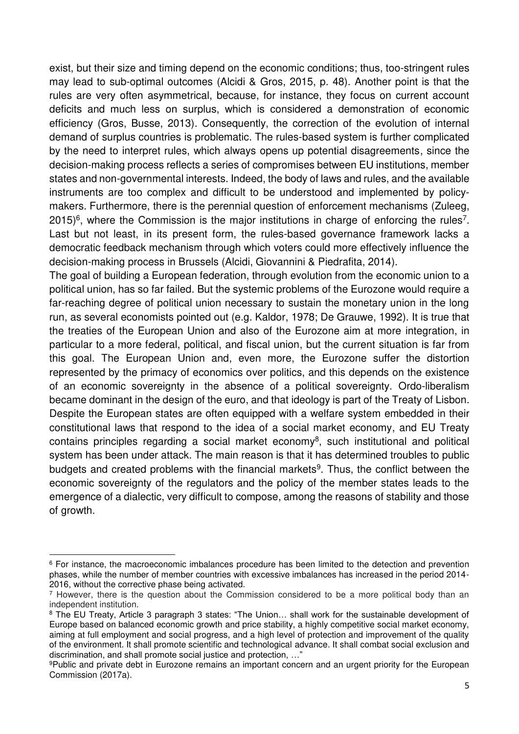exist, but their size and timing depend on the economic conditions; thus, too-stringent rules may lead to sub-optimal outcomes (Alcidi & Gros, 2015, p. 48). Another point is that the rules are very often asymmetrical, because, for instance, they focus on current account deficits and much less on surplus, which is considered a demonstration of economic efficiency (Gros, Busse, 2013). Consequently, the correction of the evolution of internal demand of surplus countries is problematic. The rules-based system is further complicated by the need to interpret rules, which always opens up potential disagreements, since the decision-making process reflects a series of compromises between EU institutions, member states and non-governmental interests. Indeed, the body of laws and rules, and the available instruments are too complex and difficult to be understood and implemented by policy-makers. Furthermore, there is the perennial question of enforcement mechanisms (Zuleeg, 2015)[6], where the Commission is the major institutions in charge of enforcing the rules[7]. Last but not least, in its present form, the rules-based governance framework lacks a democratic feedback mechanism through which voters could more effectively influence the decision-making process in Brussels (Alcidi, Giovannini & Piedrafita, 2014).

The goal of building a European federation, through evolution from the economic union to a political union, has so far failed. But the systemic problems of the Eurozone would require a far-reaching degree of political union necessary to sustain the monetary union in the long run, as several economists pointed out (e.g. Kaldor, 1978; De Grauwe, 1992). It is true that the treaties of the European Union and also of the Eurozone aim at more integration, in particular to a more federal, political, and fiscal union, but the current situation is far from this goal. The European Union and, even more, the Eurozone suffer the distortion represented by the primacy of economics over politics, and this depends on the existence of an economic sovereignty in the absence of a political sovereignty. Ordo-liberalism became dominant in the design of the euro, and that ideology is part of the Treaty of Lisbon. Despite the European states are often equipped with a welfare system embedded in their constitutional laws that respond to the idea of a social market economy, and EU Treaty contains principles regarding a social market economy[8], such institutional and political system has been under attack. The main reason is that it has determined troubles to public budgets and created problems with the financial markets[9]. Thus, the conflict between the economic sovereignty of the regulators and the policy of the member states leads to the emergence of a dialectic, very difficult to compose, among the reasons of stability and those of growth.

---

[6] For instance, the macroeconomic imbalances procedure has been limited to the detection and prevention phases, while the number of member countries with excessive imbalances has increased in the period 2014-2016, without the corrective phase being activated.

[7] However, there is the question about the Commission considered to be a more political body than an independent institution.

[8] The EU Treaty, Article 3 paragraph 3 states: "The Union… shall work for the sustainable development of Europe based on balanced economic growth and price stability, a highly competitive social market economy, aiming at full employment and social progress, and a high level of protection and improvement of the quality of the environment. It shall promote scientific and technological advance. It shall combat social exclusion and discrimination, and shall promote social justice and protection, …"

[9] Public and private debt in Eurozone remains an important concern and an urgent priority for the European Commission (2017a).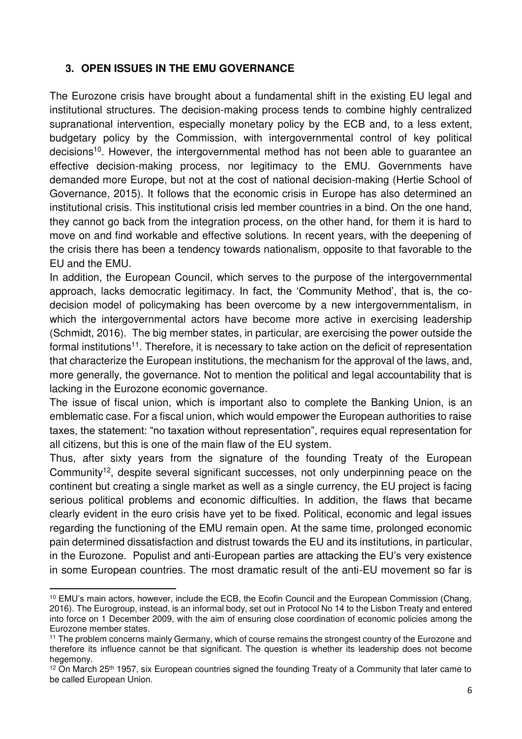### 3. OPEN ISSUES IN THE EMU GOVERNANCE

The Eurozone crisis have brought about a fundamental shift in the existing EU legal and institutional structures. The decision-making process tends to combine highly centralized supranational intervention, especially monetary policy by the ECB and, to a less extent, budgetary policy by the Commission, with intergovernmental control of key political decisions[10]. However, the intergovernmental method has not been able to guarantee an effective decision-making process, nor legitimacy to the EMU. Governments have demanded more Europe, but not at the cost of national decision-making (Hertie School of Governance, 2015). It follows that the economic crisis in Europe has also determined an institutional crisis. This institutional crisis led member countries in a bind. On the one hand, they cannot go back from the integration process, on the other hand, for them it is hard to move on and find workable and effective solutions. In recent years, with the deepening of the crisis there has been a tendency towards nationalism, opposite to that favorable to the EU and the EMU.

In addition, the European Council, which serves to the purpose of the intergovernmental approach, lacks democratic legitimacy. In fact, the 'Community Method', that is, the co-decision model of policymaking has been overcome by a new intergovernmentalism, in which the intergovernmental actors have become more active in exercising leadership (Schmidt, 2016). The big member states, in particular, are exercising the power outside the formal institutions[11]. Therefore, it is necessary to take action on the deficit of representation that characterize the European institutions, the mechanism for the approval of the laws, and, more generally, the governance. Not to mention the political and legal accountability that is lacking in the Eurozone economic governance.

The issue of fiscal union, which is important also to complete the Banking Union, is an emblematic case. For a fiscal union, which would empower the European authorities to raise taxes, the statement: "no taxation without representation", requires equal representation for all citizens, but this is one of the main flaw of the EU system.

Thus, after sixty years from the signature of the founding Treaty of the European Community[12], despite several significant successes, not only underpinning peace on the continent but creating a single market as well as a single currency, the EU project is facing serious political problems and economic difficulties. In addition, the flaws that became clearly evident in the euro crisis have yet to be fixed. Political, economic and legal issues regarding the functioning of the EMU remain open. At the same time, prolonged economic pain determined dissatisfaction and distrust towards the EU and its institutions, in particular, in the Eurozone. Populist and anti-European parties are attacking the EU's very existence in some European countries. The most dramatic result of the anti-EU movement so far is

---

[10] EMU's main actors, however, include the ECB, the Ecofin Council and the European Commission (Chang, 2016). The Eurogroup, instead, is an informal body, set out in Protocol No 14 to the Lisbon Treaty and entered into force on 1 December 2009, with the aim of ensuring close coordination of economic policies among the Eurozone member states.

[11] The problem concerns mainly Germany, which of course remains the strongest country of the Eurozone and therefore its influence cannot be that significant. The question is whether its leadership does not become hegemony.

[12] On March 25th 1957, six European countries signed the founding Treaty of a Community that later came to be called European Union.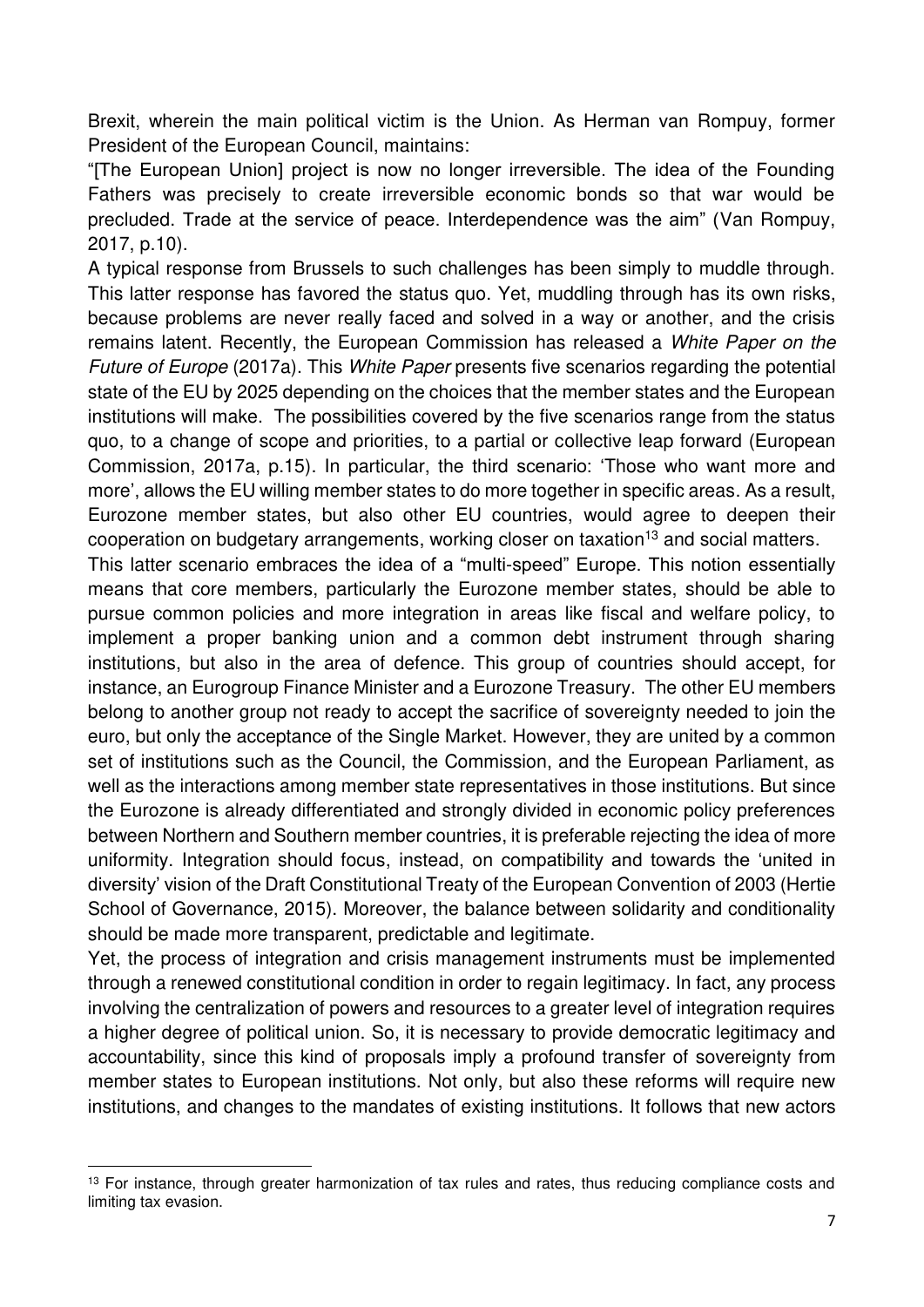Brexit, wherein the main political victim is the Union. As Herman van Rompuy, former President of the European Council, maintains:

"[The European Union] project is now no longer irreversible. The idea of the Founding Fathers was precisely to create irreversible economic bonds so that war would be precluded. Trade at the service of peace. Interdependence was the aim" (Van Rompuy, 2017, p.10).

A typical response from Brussels to such challenges has been simply to muddle through. This latter response has favored the status quo. Yet, muddling through has its own risks, because problems are never really faced and solved in a way or another, and the crisis remains latent. Recently, the European Commission has released a *White Paper on the Future of Europe* (2017a). This *White Paper* presents five scenarios regarding the potential state of the EU by 2025 depending on the choices that the member states and the European institutions will make. The possibilities covered by the five scenarios range from the status quo, to a change of scope and priorities, to a partial or collective leap forward (European Commission, 2017a, p.15). In particular, the third scenario: 'Those who want more and more', allows the EU willing member states to do more together in specific areas. As a result, Eurozone member states, but also other EU countries, would agree to deepen their cooperation on budgetary arrangements, working closer on taxation[13] and social matters.

This latter scenario embraces the idea of a "multi-speed" Europe. This notion essentially means that core members, particularly the Eurozone member states, should be able to pursue common policies and more integration in areas like fiscal and welfare policy, to implement a proper banking union and a common debt instrument through sharing institutions, but also in the area of defence. This group of countries should accept, for instance, an Eurogroup Finance Minister and a Eurozone Treasury. The other EU members belong to another group not ready to accept the sacrifice of sovereignty needed to join the euro, but only the acceptance of the Single Market. However, they are united by a common set of institutions such as the Council, the Commission, and the European Parliament, as well as the interactions among member state representatives in those institutions. But since the Eurozone is already differentiated and strongly divided in economic policy preferences between Northern and Southern member countries, it is preferable rejecting the idea of more uniformity. Integration should focus, instead, on compatibility and towards the 'united in diversity' vision of the Draft Constitutional Treaty of the European Convention of 2003 (Hertie School of Governance, 2015). Moreover, the balance between solidarity and conditionality should be made more transparent, predictable and legitimate.

Yet, the process of integration and crisis management instruments must be implemented through a renewed constitutional condition in order to regain legitimacy. In fact, any process involving the centralization of powers and resources to a greater level of integration requires a higher degree of political union. So, it is necessary to provide democratic legitimacy and accountability, since this kind of proposals imply a profound transfer of sovereignty from member states to European institutions. Not only, but also these reforms will require new institutions, and changes to the mandates of existing institutions. It follows that new actors

[13] For instance, through greater harmonization of tax rules and rates, thus reducing compliance costs and limiting tax evasion.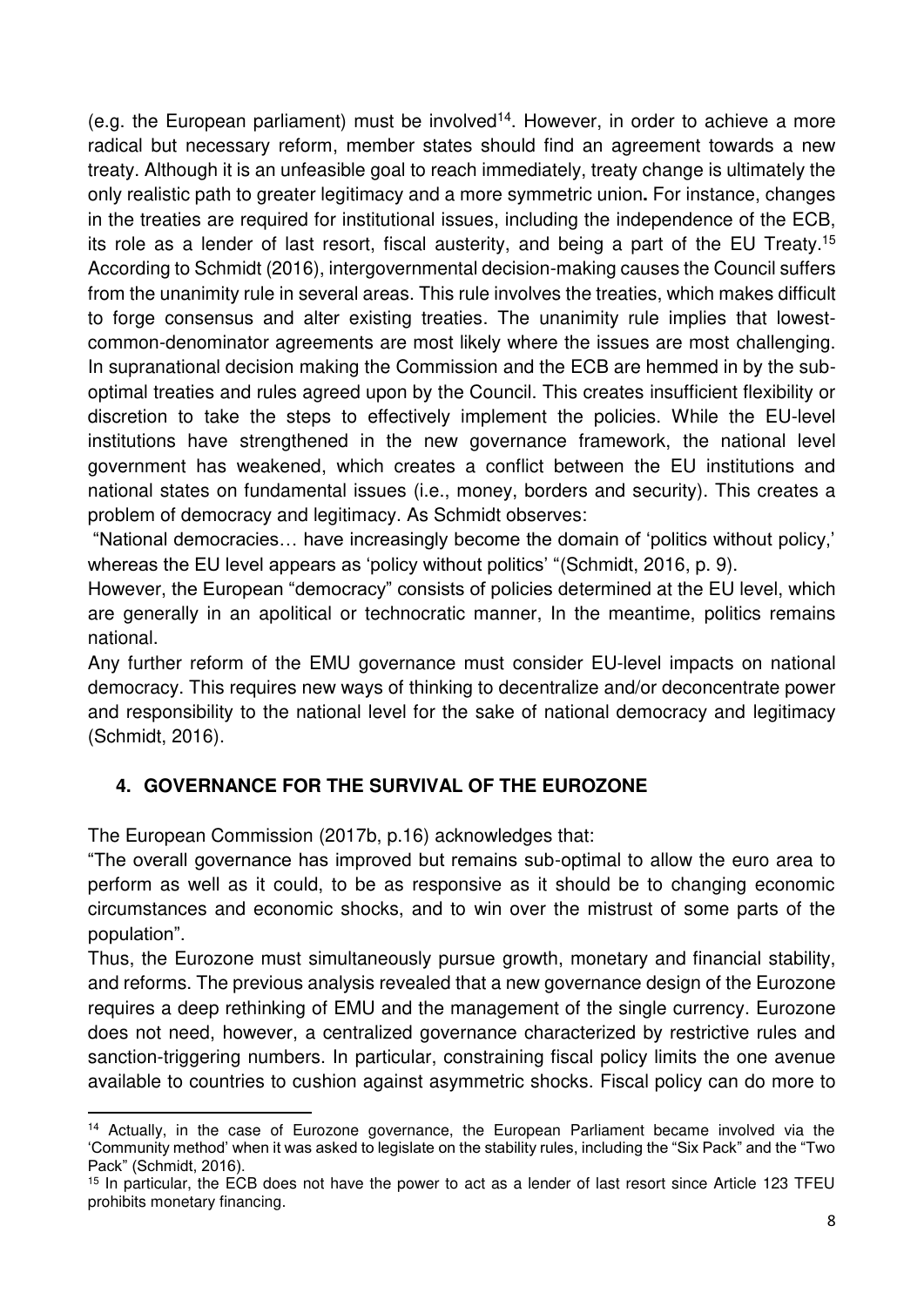(e.g. the European parliament) must be involved[14]. However, in order to achieve a more radical but necessary reform, member states should find an agreement towards a new treaty. Although it is an unfeasible goal to reach immediately, treaty change is ultimately the only realistic path to greater legitimacy and a more symmetric union**.** For instance, changes in the treaties are required for institutional issues, including the independence of the ECB, its role as a lender of last resort, fiscal austerity, and being a part of the EU Treaty.[15] According to Schmidt (2016), intergovernmental decision-making causes the Council suffers from the unanimity rule in several areas. This rule involves the treaties, which makes difficult to forge consensus and alter existing treaties. The unanimity rule implies that lowest-common-denominator agreements are most likely where the issues are most challenging. In supranational decision making the Commission and the ECB are hemmed in by the sub-optimal treaties and rules agreed upon by the Council. This creates insufficient flexibility or discretion to take the steps to effectively implement the policies. While the EU-level institutions have strengthened in the new governance framework, the national level government has weakened, which creates a conflict between the EU institutions and national states on fundamental issues (i.e., money, borders and security). This creates a problem of democracy and legitimacy. As Schmidt observes:

"National democracies… have increasingly become the domain of 'politics without policy,' whereas the EU level appears as 'policy without politics' "(Schmidt, 2016, p. 9).

However, the European "democracy" consists of policies determined at the EU level, which are generally in an apolitical or technocratic manner, In the meantime, politics remains national.

Any further reform of the EMU governance must consider EU-level impacts on national democracy. This requires new ways of thinking to decentralize and/or deconcentrate power and responsibility to the national level for the sake of national democracy and legitimacy (Schmidt, 2016).

## 4. GOVERNANCE FOR THE SURVIVAL OF THE EUROZONE

The European Commission (2017b, p.16) acknowledges that:

"The overall governance has improved but remains sub-optimal to allow the euro area to perform as well as it could, to be as responsive as it should be to changing economic circumstances and economic shocks, and to win over the mistrust of some parts of the population".

Thus, the Eurozone must simultaneously pursue growth, monetary and financial stability, and reforms. The previous analysis revealed that a new governance design of the Eurozone requires a deep rethinking of EMU and the management of the single currency. Eurozone does not need, however, a centralized governance characterized by restrictive rules and sanction-triggering numbers. In particular, constraining fiscal policy limits the one avenue available to countries to cushion against asymmetric shocks. Fiscal policy can do more to

---

[14] Actually, in the case of Eurozone governance, the European Parliament became involved via the 'Community method' when it was asked to legislate on the stability rules, including the "Six Pack" and the "Two Pack" (Schmidt, 2016).

[15] In particular, the ECB does not have the power to act as a lender of last resort since Article 123 TFEU prohibits monetary financing.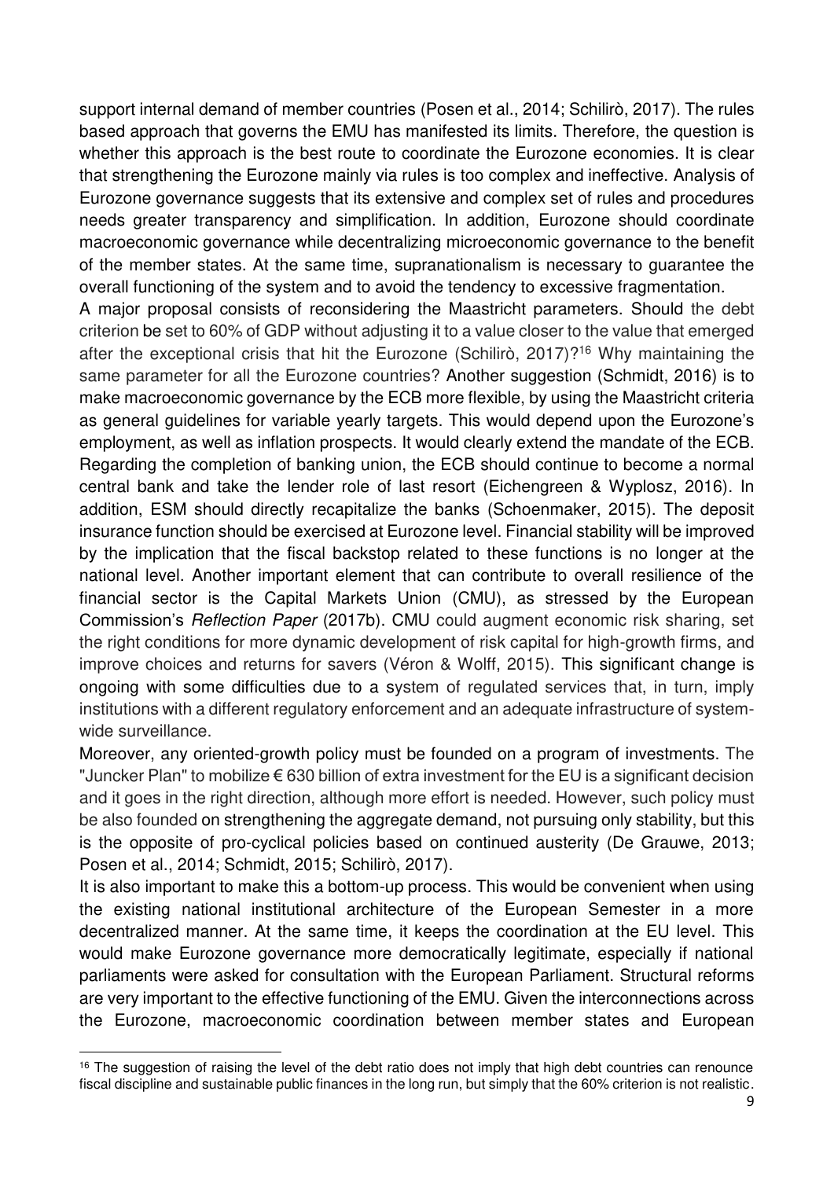support internal demand of member countries (Posen et al., 2014; Schilirò, 2017). The rules based approach that governs the EMU has manifested its limits. Therefore, the question is whether this approach is the best route to coordinate the Eurozone economies. It is clear that strengthening the Eurozone mainly via rules is too complex and ineffective. Analysis of Eurozone governance suggests that its extensive and complex set of rules and procedures needs greater transparency and simplification. In addition, Eurozone should coordinate macroeconomic governance while decentralizing microeconomic governance to the benefit of the member states. At the same time, supranationalism is necessary to guarantee the overall functioning of the system and to avoid the tendency to excessive fragmentation.

A major proposal consists of reconsidering the Maastricht parameters. Should the debt criterion be set to 60% of GDP without adjusting it to a value closer to the value that emerged after the exceptional crisis that hit the Eurozone (Schilirò, 2017)?[16] Why maintaining the same parameter for all the Eurozone countries? Another suggestion (Schmidt, 2016) is to make macroeconomic governance by the ECB more flexible, by using the Maastricht criteria as general guidelines for variable yearly targets. This would depend upon the Eurozone's employment, as well as inflation prospects. It would clearly extend the mandate of the ECB. Regarding the completion of banking union, the ECB should continue to become a normal central bank and take the lender role of last resort (Eichengreen & Wyplosz, 2016). In addition, ESM should directly recapitalize the banks (Schoenmaker, 2015). The deposit insurance function should be exercised at Eurozone level. Financial stability will be improved by the implication that the fiscal backstop related to these functions is no longer at the national level. Another important element that can contribute to overall resilience of the financial sector is the Capital Markets Union (CMU), as stressed by the European Commission's *Reflection Paper* (2017b). CMU could augment economic risk sharing, set the right conditions for more dynamic development of risk capital for high-growth firms, and improve choices and returns for savers (Véron & Wolff, 2015). This significant change is ongoing with some difficulties due to a system of regulated services that, in turn, imply institutions with a different regulatory enforcement and an adequate infrastructure of system-wide surveillance.

Moreover, any oriented-growth policy must be founded on a program of investments. The "Juncker Plan" to mobilize € 630 billion of extra investment for the EU is a significant decision and it goes in the right direction, although more effort is needed. However, such policy must be also founded on strengthening the aggregate demand, not pursuing only stability, but this is the opposite of pro-cyclical policies based on continued austerity (De Grauwe, 2013; Posen et al., 2014; Schmidt, 2015; Schilirò, 2017).

It is also important to make this a bottom-up process. This would be convenient when using the existing national institutional architecture of the European Semester in a more decentralized manner. At the same time, it keeps the coordination at the EU level. This would make Eurozone governance more democratically legitimate, especially if national parliaments were asked for consultation with the European Parliament. Structural reforms are very important to the effective functioning of the EMU. Given the interconnections across the Eurozone, macroeconomic coordination between member states and European

---

[16] The suggestion of raising the level of the debt ratio does not imply that high debt countries can renounce fiscal discipline and sustainable public finances in the long run, but simply that the 60% criterion is not realistic.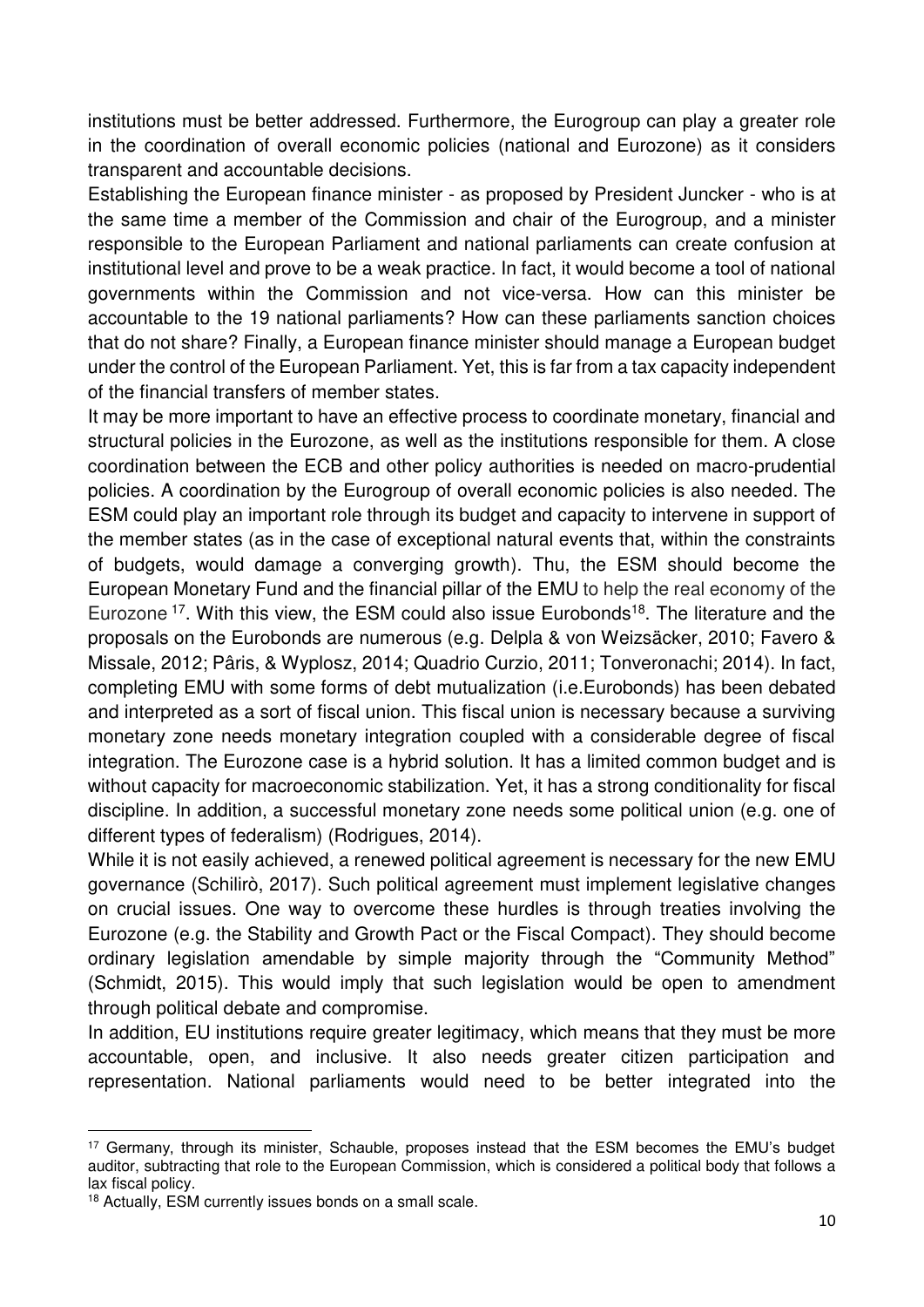institutions must be better addressed. Furthermore, the Eurogroup can play a greater role in the coordination of overall economic policies (national and Eurozone) as it considers transparent and accountable decisions.

Establishing the European finance minister - as proposed by President Juncker - who is at the same time a member of the Commission and chair of the Eurogroup, and a minister responsible to the European Parliament and national parliaments can create confusion at institutional level and prove to be a weak practice. In fact, it would become a tool of national governments within the Commission and not vice-versa. How can this minister be accountable to the 19 national parliaments? How can these parliaments sanction choices that do not share? Finally, a European finance minister should manage a European budget under the control of the European Parliament. Yet, this is far from a tax capacity independent of the financial transfers of member states.

It may be more important to have an effective process to coordinate monetary, financial and structural policies in the Eurozone, as well as the institutions responsible for them. A close coordination between the ECB and other policy authorities is needed on macro-prudential policies. A coordination by the Eurogroup of overall economic policies is also needed. The ESM could play an important role through its budget and capacity to intervene in support of the member states (as in the case of exceptional natural events that, within the constraints of budgets, would damage a converging growth). Thu, the ESM should become the European Monetary Fund and the financial pillar of the EMU to help the real economy of the Eurozone [17]. With this view, the ESM could also issue Eurobonds[18]. The literature and the proposals on the Eurobonds are numerous (e.g. Delpla & von Weizsäcker, 2010; Favero & Missale, 2012; Pâris, & Wyplosz, 2014; Quadrio Curzio, 2011; Tonveronachi; 2014). In fact, completing EMU with some forms of debt mutualization (i.e.Eurobonds) has been debated and interpreted as a sort of fiscal union. This fiscal union is necessary because a surviving monetary zone needs monetary integration coupled with a considerable degree of fiscal integration. The Eurozone case is a hybrid solution. It has a limited common budget and is without capacity for macroeconomic stabilization. Yet, it has a strong conditionality for fiscal discipline. In addition, a successful monetary zone needs some political union (e.g. one of different types of federalism) (Rodrigues, 2014).

While it is not easily achieved, a renewed political agreement is necessary for the new EMU governance (Schilirò, 2017). Such political agreement must implement legislative changes on crucial issues. One way to overcome these hurdles is through treaties involving the Eurozone (e.g. the Stability and Growth Pact or the Fiscal Compact). They should become ordinary legislation amendable by simple majority through the "Community Method" (Schmidt, 2015). This would imply that such legislation would be open to amendment through political debate and compromise.

In addition, EU institutions require greater legitimacy, which means that they must be more accountable, open, and inclusive. It also needs greater citizen participation and representation. National parliaments would need to be better integrated into the

---

[17] Germany, through its minister, Schauble, proposes instead that the ESM becomes the EMU's budget auditor, subtracting that role to the European Commission, which is considered a political body that follows a lax fiscal policy.

[18] Actually, ESM currently issues bonds on a small scale.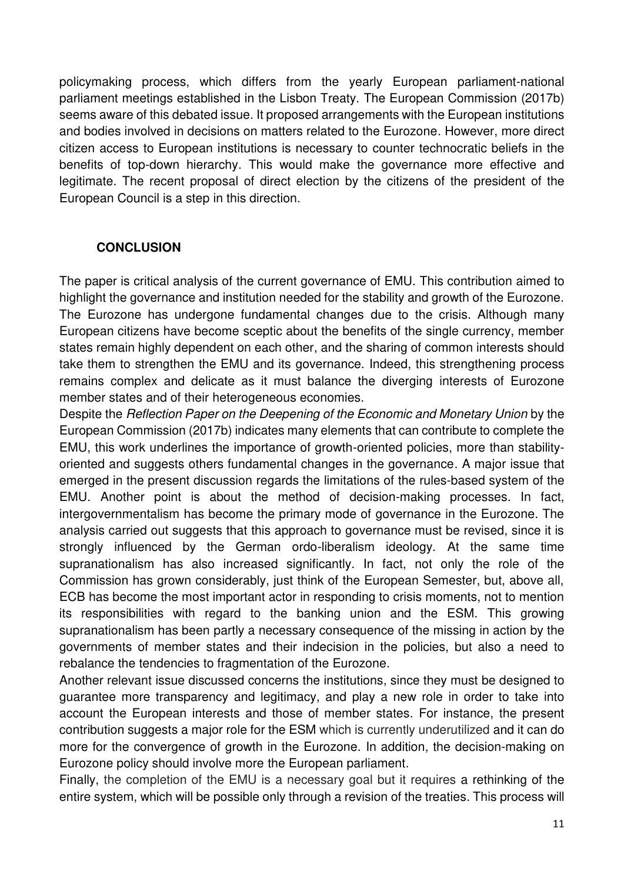policymaking process, which differs from the yearly European parliament-national parliament meetings established in the Lisbon Treaty. The European Commission (2017b) seems aware of this debated issue. It proposed arrangements with the European institutions and bodies involved in decisions on matters related to the Eurozone. However, more direct citizen access to European institutions is necessary to counter technocratic beliefs in the benefits of top-down hierarchy. This would make the governance more effective and legitimate. The recent proposal of direct election by the citizens of the president of the European Council is a step in this direction.

## CONCLUSION

The paper is critical analysis of the current governance of EMU. This contribution aimed to highlight the governance and institution needed for the stability and growth of the Eurozone. The Eurozone has undergone fundamental changes due to the crisis. Although many European citizens have become sceptic about the benefits of the single currency, member states remain highly dependent on each other, and the sharing of common interests should take them to strengthen the EMU and its governance. Indeed, this strengthening process remains complex and delicate as it must balance the diverging interests of Eurozone member states and of their heterogeneous economies.

Despite the *Reflection Paper on the Deepening of the Economic and Monetary Union* by the European Commission (2017b) indicates many elements that can contribute to complete the EMU, this work underlines the importance of growth-oriented policies, more than stability-oriented and suggests others fundamental changes in the governance. A major issue that emerged in the present discussion regards the limitations of the rules-based system of the EMU. Another point is about the method of decision-making processes. In fact, intergovernmentalism has become the primary mode of governance in the Eurozone. The analysis carried out suggests that this approach to governance must be revised, since it is strongly influenced by the German ordo-liberalism ideology. At the same time supranationalism has also increased significantly. In fact, not only the role of the Commission has grown considerably, just think of the European Semester, but, above all, ECB has become the most important actor in responding to crisis moments, not to mention its responsibilities with regard to the banking union and the ESM. This growing supranationalism has been partly a necessary consequence of the missing in action by the governments of member states and their indecision in the policies, but also a need to rebalance the tendencies to fragmentation of the Eurozone.

Another relevant issue discussed concerns the institutions, since they must be designed to guarantee more transparency and legitimacy, and play a new role in order to take into account the European interests and those of member states. For instance, the present contribution suggests a major role for the ESM which is currently underutilized and it can do more for the convergence of growth in the Eurozone. In addition, the decision-making on Eurozone policy should involve more the European parliament.

Finally, the completion of the EMU is a necessary goal but it requires a rethinking of the entire system, which will be possible only through a revision of the treaties. This process will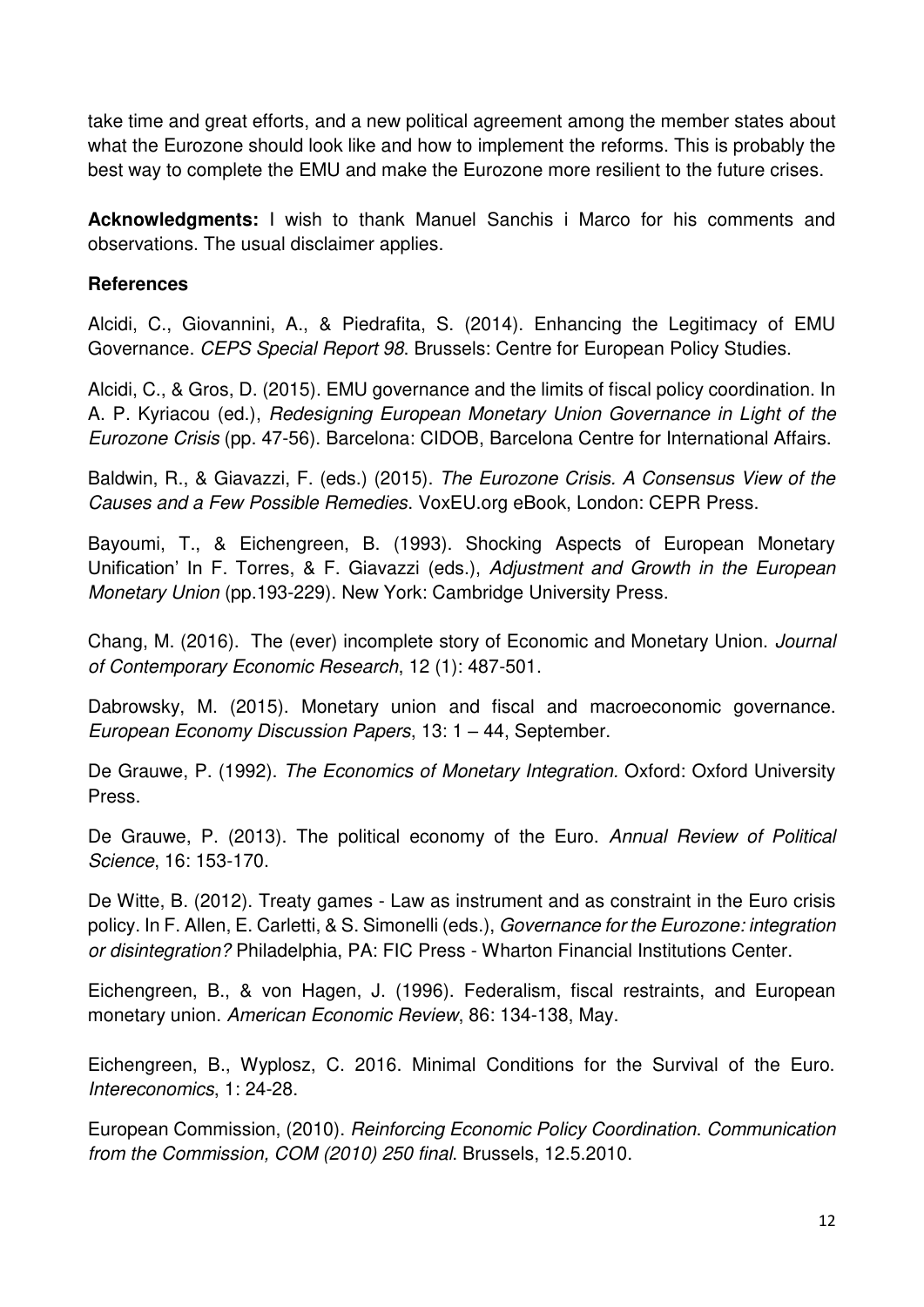take time and great efforts, and a new political agreement among the member states about what the Eurozone should look like and how to implement the reforms. This is probably the best way to complete the EMU and make the Eurozone more resilient to the future crises.

**Acknowledgments:** I wish to thank Manuel Sanchis i Marco for his comments and observations. The usual disclaimer applies.

**References**

Alcidi, C., Giovannini, A., & Piedrafita, S. (2014). Enhancing the Legitimacy of EMU Governance. *CEPS Special Report 98*. Brussels: Centre for European Policy Studies.

Alcidi, C., & Gros, D. (2015). EMU governance and the limits of fiscal policy coordination. In A. P. Kyriacou (ed.), *Redesigning European Monetary Union Governance in Light of the Eurozone Crisis* (pp. 47-56). Barcelona: CIDOB, Barcelona Centre for International Affairs.

Baldwin, R., & Giavazzi, F. (eds.) (2015). *The Eurozone Crisis. A Consensus View of the Causes and a Few Possible Remedies*. VoxEU.org eBook, London: CEPR Press.

Bayoumi, T., & Eichengreen, B. (1993). Shocking Aspects of European Monetary Unification' In F. Torres, & F. Giavazzi (eds.), *Adjustment and Growth in the European Monetary Union* (pp.193-229). New York: Cambridge University Press.

Chang, M. (2016). The (ever) incomplete story of Economic and Monetary Union. *Journal of Contemporary Economic Research*, 12 (1): 487-501.

Dabrowsky, M. (2015). Monetary union and fiscal and macroeconomic governance. *European Economy Discussion Papers*, 13: 1 – 44, September.

De Grauwe, P. (1992). *The Economics of Monetary Integration.* Oxford: Oxford University Press.

De Grauwe, P. (2013). The political economy of the Euro. *Annual Review of Political Science*, 16: 153-170.

De Witte, B. (2012). Treaty games - Law as instrument and as constraint in the Euro crisis policy. In F. Allen, E. Carletti, & S. Simonelli (eds.), *Governance for the Eurozone: integration or disintegration?* Philadelphia, PA: FIC Press - Wharton Financial Institutions Center.

Eichengreen, B., & von Hagen, J. (1996). Federalism, fiscal restraints, and European monetary union. *American Economic Review*, 86: 134-138, May.

Eichengreen, B., Wyplosz, C. 2016. Minimal Conditions for the Survival of the Euro. *Intereconomics*, 1: 24-28.

European Commission, (2010). *Reinforcing Economic Policy Coordination. Communication from the Commission, COM (2010) 250 final*. Brussels, 12.5.2010.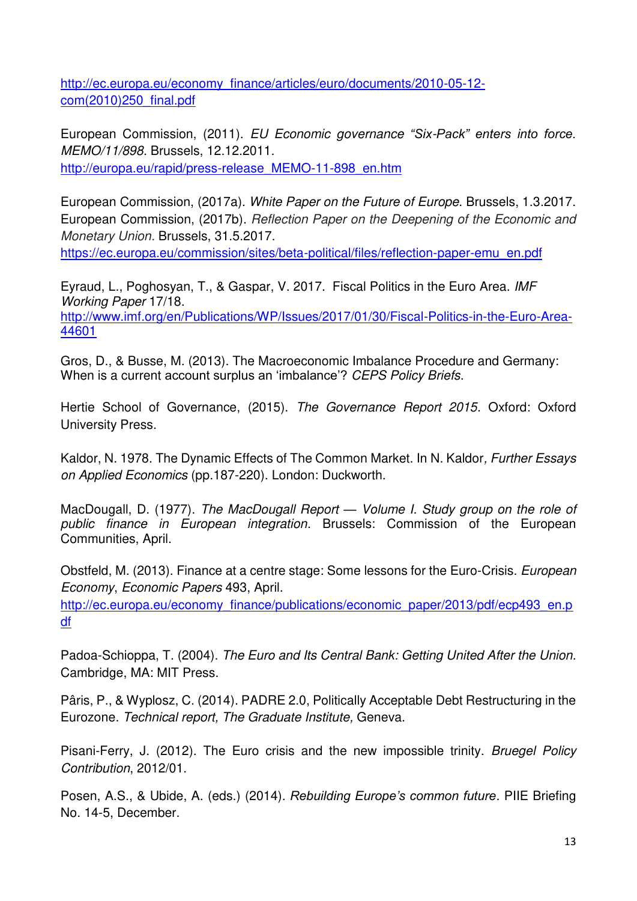http://ec.europa.eu/economy_finance/articles/euro/documents/2010-05-12-com(2010)250_final.pdf

European Commission, (2011). *EU Economic governance "Six-Pack" enters into force. MEMO/11/898*. Brussels, 12.12.2011. http://europa.eu/rapid/press-release_MEMO-11-898_en.htm

European Commission, (2017a). *White Paper on the Future of Europe*. Brussels, 1.3.2017.
European Commission, (2017b). *Reflection Paper on the Deepening of the Economic and Monetary Union.* Brussels, 31.5.2017.
https://ec.europa.eu/commission/sites/beta-political/files/reflection-paper-emu_en.pdf

Eyraud, L., Poghosyan, T., & Gaspar, V. 2017. Fiscal Politics in the Euro Area. *IMF Working Paper* 17/18.
http://www.imf.org/en/Publications/WP/Issues/2017/01/30/Fiscal-Politics-in-the-Euro-Area-44601

Gros, D., & Busse, M. (2013). The Macroeconomic Imbalance Procedure and Germany: When is a current account surplus an 'imbalance'? *CEPS Policy Briefs*.

Hertie School of Governance, (2015). *The Governance Report 2015*. Oxford: Oxford University Press.

Kaldor, N. 1978. The Dynamic Effects of The Common Market. In N. Kaldor*, Further Essays on Applied Economics* (pp.187-220). London: Duckworth.

MacDougall, D. (1977). *The MacDougall Report — Volume I. Study group on the role of public finance in European integration*. Brussels: Commission of the European Communities, April.

Obstfeld, M. (2013). Finance at a centre stage: Some lessons for the Euro-Crisis. *European Economy*, *Economic Papers* 493, April.
http://ec.europa.eu/economy_finance/publications/economic_paper/2013/pdf/ecp493_en.pdf

Padoa-Schioppa, T. (2004). *The Euro and Its Central Bank: Getting United After the Union*. Cambridge, MA: MIT Press.

Pâris, P., & Wyplosz, C. (2014). PADRE 2.0, Politically Acceptable Debt Restructuring in the Eurozone. *Technical report, The Graduate Institute,* Geneva.

Pisani-Ferry, J. (2012). The Euro crisis and the new impossible trinity. *Bruegel Policy Contribution*, 2012/01.

Posen, A.S., & Ubide, A. (eds.) (2014). *Rebuilding Europe's common future*. PIIE Briefing No. 14-5, December.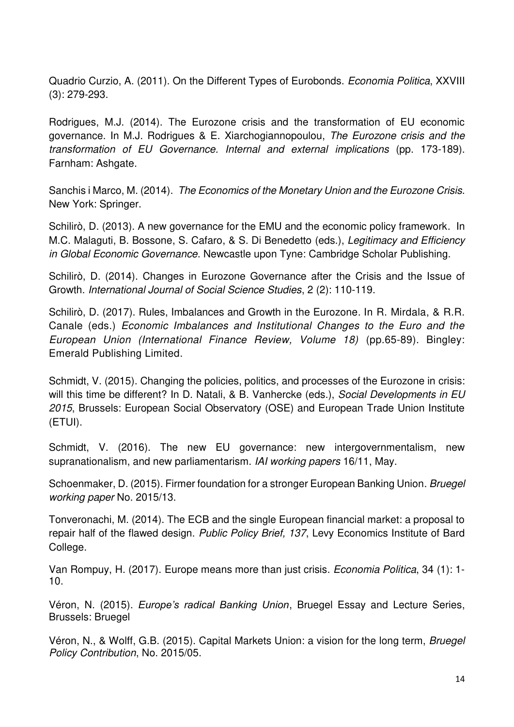Quadrio Curzio, A. (2011). On the Different Types of Eurobonds. *Economia Politica*, XXVIII (3): 279-293.

Rodrigues, M.J. (2014). The Eurozone crisis and the transformation of EU economic governance. In M.J. Rodrigues & E. Xiarchogiannopoulou, *The Eurozone crisis and the transformation of EU Governance. Internal and external implications* (pp. 173-189). Farnham: Ashgate.

Sanchis i Marco, M. (2014). *The Economics of the Monetary Union and the Eurozone Crisis*. New York: Springer.

Schilirò, D. (2013). A new governance for the EMU and the economic policy framework. In M.C. Malaguti, B. Bossone, S. Cafaro, & S. Di Benedetto (eds.), *Legitimacy and Efficiency in Global Economic Governance*. Newcastle upon Tyne: Cambridge Scholar Publishing.

Schilirò, D. (2014). Changes in Eurozone Governance after the Crisis and the Issue of Growth. *International Journal of Social Science Studies*, 2 (2): 110-119.

Schilirò, D. (2017). Rules, Imbalances and Growth in the Eurozone. In R. Mirdala, & R.R. Canale (eds.) *Economic Imbalances and Institutional Changes to the Euro and the European Union (International Finance Review, Volume 18)* (pp.65-89). Bingley: Emerald Publishing Limited.

Schmidt, V. (2015). Changing the policies, politics, and processes of the Eurozone in crisis: will this time be different? In D. Natali, & B. Vanhercke (eds.), *Social Developments in EU 2015*, Brussels: European Social Observatory (OSE) and European Trade Union Institute (ETUI).

Schmidt, V. (2016). The new EU governance: new intergovernmentalism, new supranationalism, and new parliamentarism. *IAI working papers* 16/11, May.

Schoenmaker, D. (2015). Firmer foundation for a stronger European Banking Union. *Bruegel working paper* No. 2015/13.

Tonveronachi, M. (2014). The ECB and the single European financial market: a proposal to repair half of the flawed design. *Public Policy Brief, 137*, Levy Economics Institute of Bard College.

Van Rompuy, H. (2017). Europe means more than just crisis. *Economia Politica*, 34 (1): 1-10.

Véron, N. (2015). *Europe's radical Banking Union*, Bruegel Essay and Lecture Series, Brussels: Bruegel

Véron, N., & Wolff, G.B. (2015). Capital Markets Union: a vision for the long term, *Bruegel Policy Contribution*, No. 2015/05.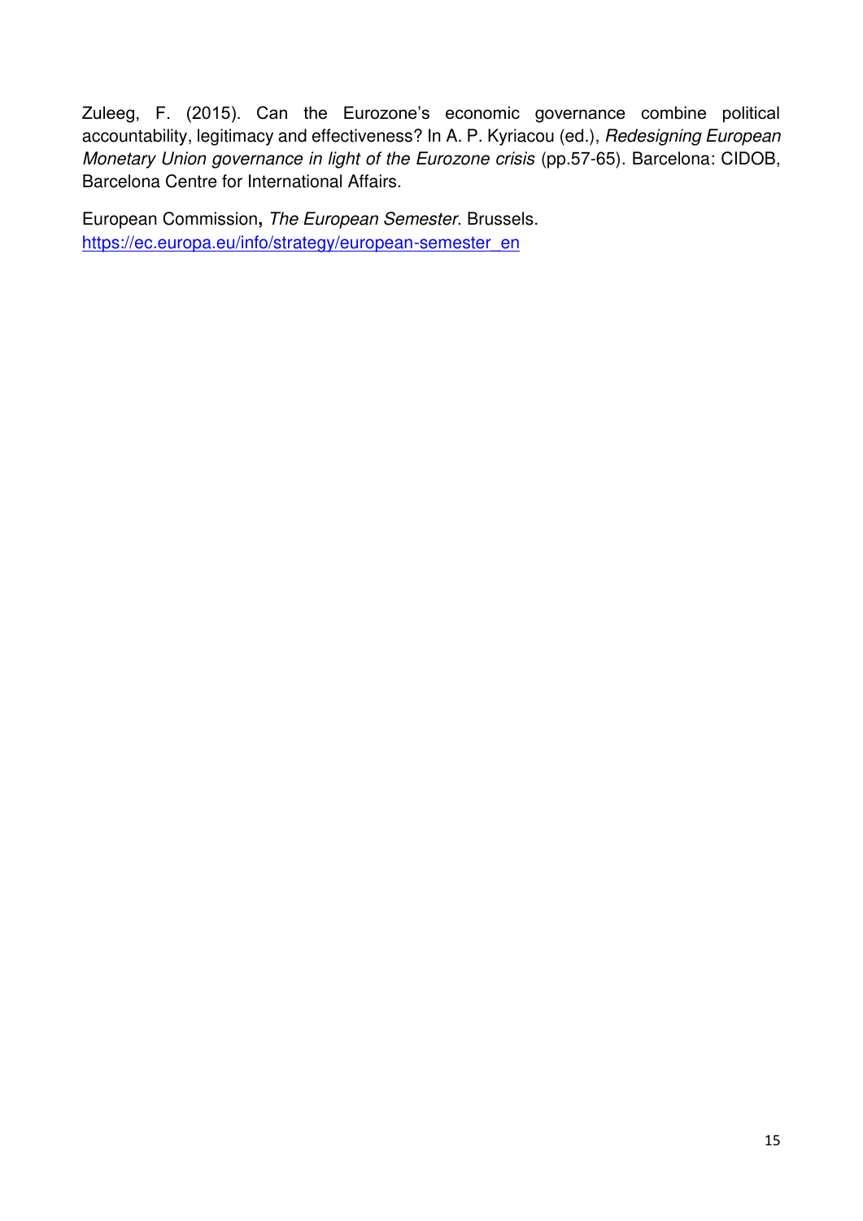Zuleeg, F. (2015). Can the Eurozone's economic governance combine political accountability, legitimacy and effectiveness? In A. P. Kyriacou (ed.), *Redesigning European Monetary Union governance in light of the Eurozone crisis* (pp.57-65). Barcelona: CIDOB, Barcelona Centre for International Affairs.

European Commission**,** *The European Semester*. Brussels. [https://ec.europa.eu/info/strategy/european-semester_en](https://ec.europa.eu/info/strategy/european-semester_en)